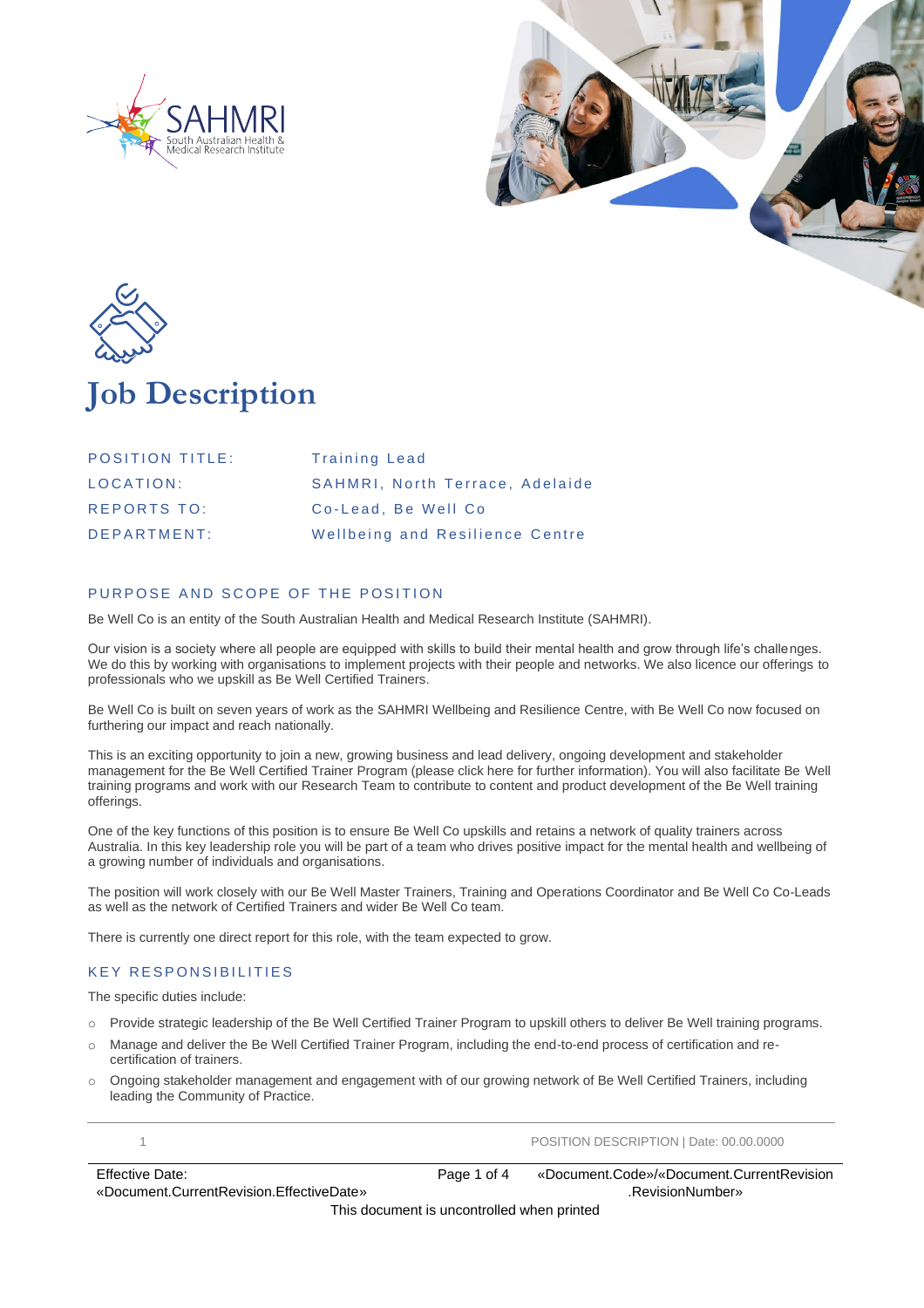# Job Description

| | |
|---|---|
| POSITION TITLE: | Training Lead |
| LOCATION: | SAHMRI, North Terrace, Adelaide |
| REPORTS TO: | Co-Lead, Be Well Co |
| DEPARTMENT: | Wellbeing and Resilience Centre |

## PURPOSE AND SCOPE OF THE POSITION

Be Well Co is an entity of the South Australian Health and Medical Research Institute (SAHMRI).

Our vision is a society where all people are equipped with skills to build their mental health and grow through life's challenges. We do this by working with organisations to implement projects with their people and networks. We also licence our offerings to professionals who we upskill as Be Well Certified Trainers.

Be Well Co is built on seven years of work as the SAHMRI Wellbeing and Resilience Centre, with Be Well Co now focused on furthering our impact and reach nationally.

This is an exciting opportunity to join a new, growing business and lead delivery, ongoing development and stakeholder management for the Be Well Certified Trainer Program (please click here for further information). You will also facilitate Be Well training programs and work with our Research Team to contribute to content and product development of the Be Well training offerings.

One of the key functions of this position is to ensure Be Well Co upskills and retains a network of quality trainers across Australia. In this key leadership role you will be part of a team who drives positive impact for the mental health and wellbeing of a growing number of individuals and organisations.

The position will work closely with our Be Well Master Trainers, Training and Operations Coordinator and Be Well Co Co-Leads as well as the network of Certified Trainers and wider Be Well Co team.

There is currently one direct report for this role, with the team expected to grow.

## KEY RESPONSIBILITIES

The specific duties include:

- Provide strategic leadership of the Be Well Certified Trainer Program to upskill others to deliver Be Well training programs.
- Manage and deliver the Be Well Certified Trainer Program, including the end-to-end process of certification and re-certification of trainers.
- Ongoing stakeholder management and engagement with of our growing network of Be Well Certified Trainers, including leading the Community of Practice.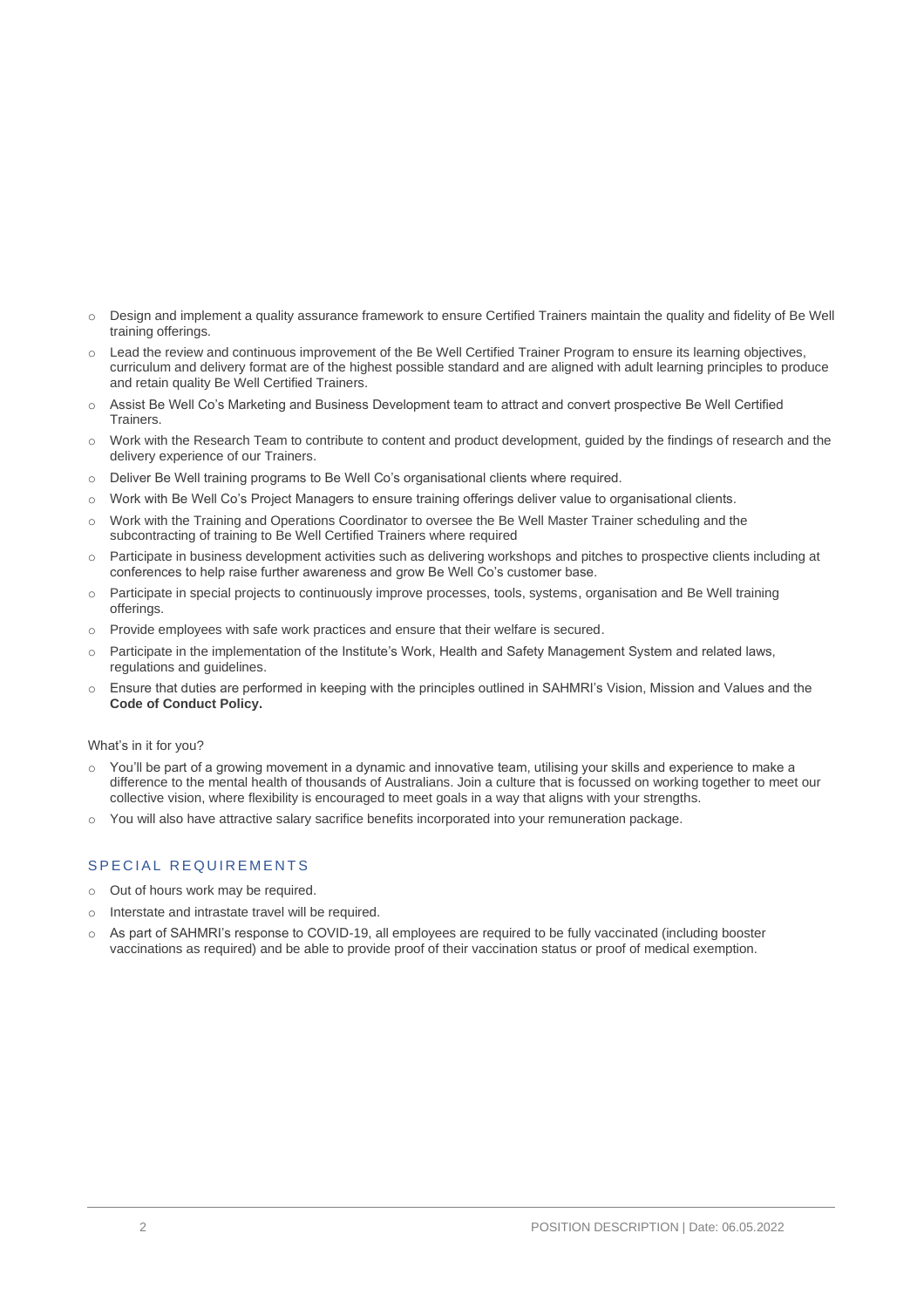- Design and implement a quality assurance framework to ensure Certified Trainers maintain the quality and fidelity of Be Well training offerings.
- Lead the review and continuous improvement of the Be Well Certified Trainer Program to ensure its learning objectives, curriculum and delivery format are of the highest possible standard and are aligned with adult learning principles to produce and retain quality Be Well Certified Trainers.
- Assist Be Well Co's Marketing and Business Development team to attract and convert prospective Be Well Certified Trainers.
- Work with the Research Team to contribute to content and product development, guided by the findings of research and the delivery experience of our Trainers.
- Deliver Be Well training programs to Be Well Co's organisational clients where required.
- Work with Be Well Co's Project Managers to ensure training offerings deliver value to organisational clients.
- Work with the Training and Operations Coordinator to oversee the Be Well Master Trainer scheduling and the subcontracting of training to Be Well Certified Trainers where required
- Participate in business development activities such as delivering workshops and pitches to prospective clients including at conferences to help raise further awareness and grow Be Well Co's customer base.
- Participate in special projects to continuously improve processes, tools, systems, organisation and Be Well training offerings.
- Provide employees with safe work practices and ensure that their welfare is secured.
- Participate in the implementation of the Institute's Work, Health and Safety Management System and related laws, regulations and guidelines.
- Ensure that duties are performed in keeping with the principles outlined in SAHMRI's Vision, Mission and Values and the **Code of Conduct Policy.**

What's in it for you?

- You'll be part of a growing movement in a dynamic and innovative team, utilising your skills and experience to make a difference to the mental health of thousands of Australians. Join a culture that is focussed on working together to meet our collective vision, where flexibility is encouraged to meet goals in a way that aligns with your strengths.
- You will also have attractive salary sacrifice benefits incorporated into your remuneration package.

## SPECIAL REQUIREMENTS

- Out of hours work may be required.
- Interstate and intrastate travel will be required.
- As part of SAHMRI's response to COVID-19, all employees are required to be fully vaccinated (including booster vaccinations as required) and be able to provide proof of their vaccination status or proof of medical exemption.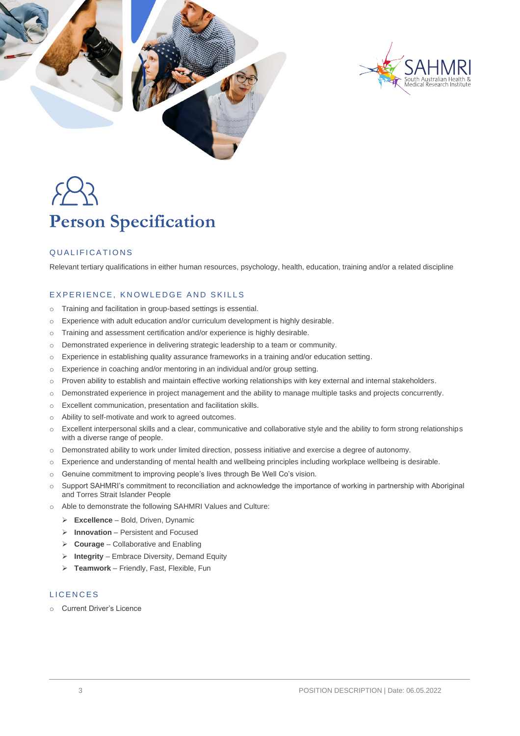# Person Specification

## QUALIFICATIONS

Relevant tertiary qualifications in either human resources, psychology, health, education, training and/or a related discipline

## EXPERIENCE, KNOWLEDGE AND SKILLS

- Training and facilitation in group-based settings is essential.
- Experience with adult education and/or curriculum development is highly desirable.
- Training and assessment certification and/or experience is highly desirable.
- Demonstrated experience in delivering strategic leadership to a team or community.
- Experience in establishing quality assurance frameworks in a training and/or education setting.
- Experience in coaching and/or mentoring in an individual and/or group setting.
- Proven ability to establish and maintain effective working relationships with key external and internal stakeholders.
- Demonstrated experience in project management and the ability to manage multiple tasks and projects concurrently.
- Excellent communication, presentation and facilitation skills.
- Ability to self-motivate and work to agreed outcomes.
- Excellent interpersonal skills and a clear, communicative and collaborative style and the ability to form strong relationships with a diverse range of people.
- Demonstrated ability to work under limited direction, possess initiative and exercise a degree of autonomy.
- Experience and understanding of mental health and wellbeing principles including workplace wellbeing is desirable.
- Genuine commitment to improving people's lives through Be Well Co's vision.
- Support SAHMRI's commitment to reconciliation and acknowledge the importance of working in partnership with Aboriginal and Torres Strait Islander People
- Able to demonstrate the following SAHMRI Values and Culture:
  - **Excellence** – Bold, Driven, Dynamic
  - **Innovation** – Persistent and Focused
  - **Courage** – Collaborative and Enabling
  - **Integrity** – Embrace Diversity, Demand Equity
  - **Teamwork** – Friendly, Fast, Flexible, Fun

## LICENCES

- Current Driver's Licence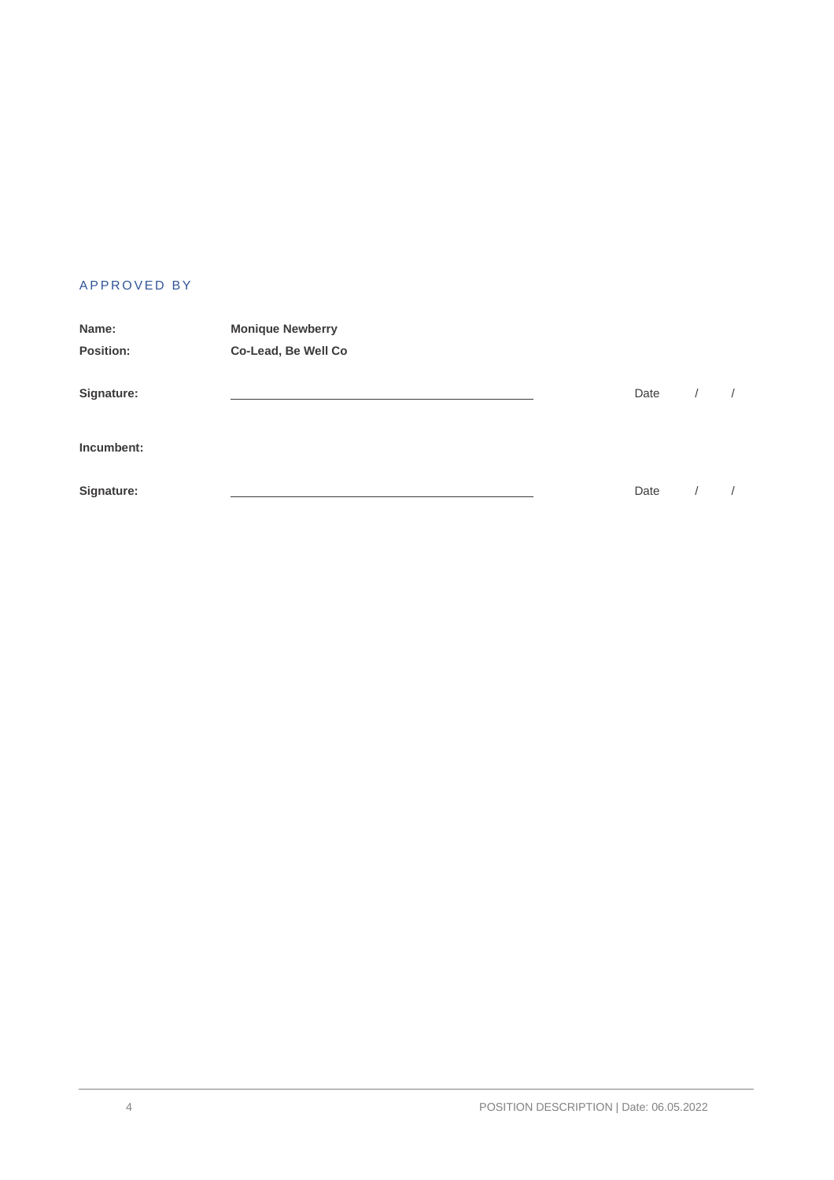## APPROVED BY

**Name:** **Monique Newberry**

**Position:** **Co-Lead, Be Well Co**

**Signature:** ______________________________ Date / /

**Incumbent:**

**Signature:** ______________________________ Date / /